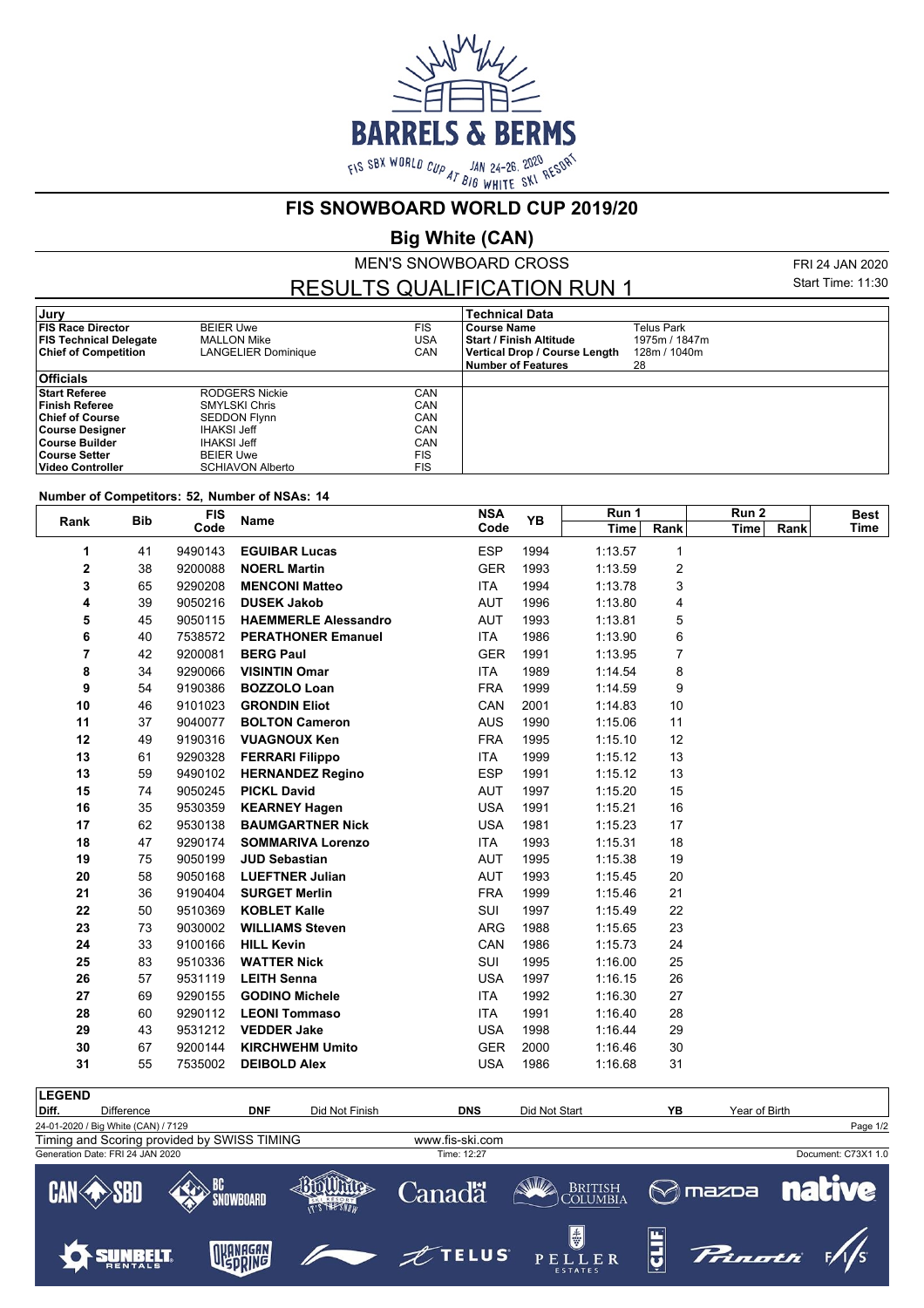# FIS SNOWBOARD WORLD CUP 2019/20

## Big White (CAN)

### MEN'S SNOWBOARD CROSS

### RESULTS QUALIFICATION RUN 1

FRI 24 JAN 2020
Start Time: 11:30

| Jury | | | Technical Data | |
|---|---|---|---|---|
| **FIS Race Director** | BEIER Uwe | FIS | **Course Name** | Telus Park |
| **FIS Technical Delegate** | MALLON Mike | USA | **Start / Finish Altitude** | 1975m / 1847m |
| **Chief of Competition** | LANGELIER Dominique | CAN | **Vertical Drop / Course Length** | 128m / 1040m |
| | | | **Number of Features** | 28 |
| **Officials** | | | | |
| **Start Referee** | RODGERS Nickie | CAN | | |
| **Finish Referee** | SMYLSKI Chris | CAN | | |
| **Chief of Course** | SEDDON Flynn | CAN | | |
| **Course Designer** | IHAKSI Jeff | CAN | | |
| **Course Builder** | IHAKSI Jeff | CAN | | |
| **Course Setter** | BEIER Uwe | FIS | | |
| **Video Controller** | SCHIAVON Alberto | FIS | | |

**Number of Competitors: 52, Number of NSAs: 14**

| Rank | Bib | FIS Code | Name | NSA Code | YB | Run 1 Time | Run 1 Rank | Run 2 Time | Run 2 Rank | Best Time |
|---|---|---|---|---|---|---|---|---|---|---|
| 1 | 41 | 9490143 | **EGUIBAR Lucas** | ESP | 1994 | 1:13.57 | 1 | | | |
| 2 | 38 | 9200088 | **NOERL Martin** | GER | 1993 | 1:13.59 | 2 | | | |
| 3 | 65 | 9290208 | **MENCONI Matteo** | ITA | 1994 | 1:13.78 | 3 | | | |
| 4 | 39 | 9050216 | **DUSEK Jakob** | AUT | 1996 | 1:13.80 | 4 | | | |
| 5 | 45 | 9050115 | **HAEMMERLE Alessandro** | AUT | 1993 | 1:13.81 | 5 | | | |
| 6 | 40 | 7538572 | **PERATHONER Emanuel** | ITA | 1986 | 1:13.90 | 6 | | | |
| 7 | 42 | 9200081 | **BERG Paul** | GER | 1991 | 1:13.95 | 7 | | | |
| 8 | 34 | 9290066 | **VISINTIN Omar** | ITA | 1989 | 1:14.54 | 8 | | | |
| 9 | 54 | 9190386 | **BOZZOLO Loan** | FRA | 1999 | 1:14.59 | 9 | | | |
| 10 | 46 | 9101023 | **GRONDIN Eliot** | CAN | 2001 | 1:14.83 | 10 | | | |
| 11 | 37 | 9040077 | **BOLTON Cameron** | AUS | 1990 | 1:15.06 | 11 | | | |
| 12 | 49 | 9190316 | **VUAGNOUX Ken** | FRA | 1995 | 1:15.10 | 12 | | | |
| 13 | 61 | 9290328 | **FERRARI Filippo** | ITA | 1999 | 1:15.12 | 13 | | | |
| 13 | 59 | 9490102 | **HERNANDEZ Regino** | ESP | 1991 | 1:15.12 | 13 | | | |
| 15 | 74 | 9050245 | **PICKL David** | AUT | 1997 | 1:15.20 | 15 | | | |
| 16 | 35 | 9530359 | **KEARNEY Hagen** | USA | 1991 | 1:15.21 | 16 | | | |
| 17 | 62 | 9530138 | **BAUMGARTNER Nick** | USA | 1981 | 1:15.23 | 17 | | | |
| 18 | 47 | 9290174 | **SOMMARIVA Lorenzo** | ITA | 1993 | 1:15.31 | 18 | | | |
| 19 | 75 | 9050199 | **JUD Sebastian** | AUT | 1995 | 1:15.38 | 19 | | | |
| 20 | 58 | 9050168 | **LUEFTNER Julian** | AUT | 1993 | 1:15.45 | 20 | | | |
| 21 | 36 | 9190404 | **SURGET Merlin** | FRA | 1999 | 1:15.46 | 21 | | | |
| 22 | 50 | 9510369 | **KOBLET Kalle** | SUI | 1997 | 1:15.49 | 22 | | | |
| 23 | 73 | 9030002 | **WILLIAMS Steven** | ARG | 1988 | 1:15.65 | 23 | | | |
| 24 | 33 | 9100166 | **HILL Kevin** | CAN | 1986 | 1:15.73 | 24 | | | |
| 25 | 83 | 9510336 | **WATTER Nick** | SUI | 1995 | 1:16.00 | 25 | | | |
| 26 | 57 | 9531119 | **LEITH Senna** | USA | 1997 | 1:16.15 | 26 | | | |
| 27 | 69 | 9290155 | **GODINO Michele** | ITA | 1992 | 1:16.30 | 27 | | | |
| 28 | 60 | 9290112 | **LEONI Tommaso** | ITA | 1991 | 1:16.40 | 28 | | | |
| 29 | 43 | 9531212 | **VEDDER Jake** | USA | 1998 | 1:16.44 | 29 | | | |
| 30 | 67 | 9200144 | **KIRCHWEHM Umito** | GER | 2000 | 1:16.46 | 30 | | | |
| 31 | 55 | 7535002 | **DEIBOLD Alex** | USA | 1986 | 1:16.68 | 31 | | | |

| LEGEND | | | | | | | |
|---|---|---|---|---|---|---|---|
| **Diff.** | Difference | **DNF** | Did Not Finish | **DNS** | Did Not Start | **YB** | Year of Birth |

24-01-2020 / Big White (CAN) / 7129

Timing and Scoring provided by SWISS TIMING — www.fis-ski.com

Generation Date: FRI 24 JAN 2020 — Time: 12:27 — Document: C73X1 1.0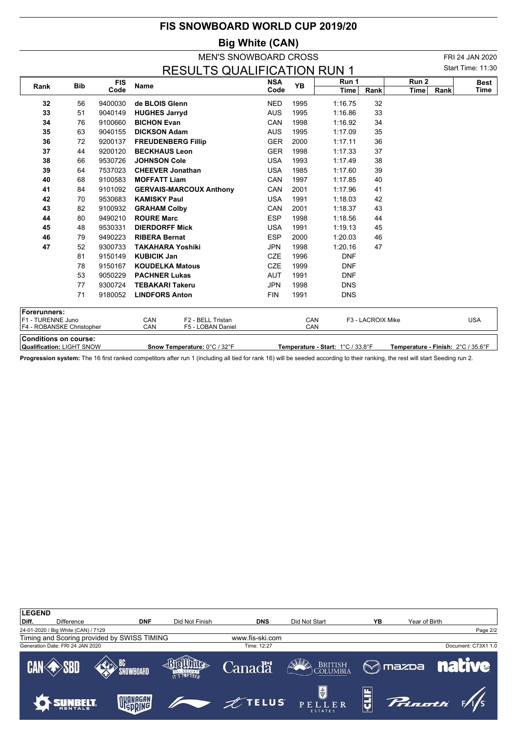# FIS SNOWBOARD WORLD CUP 2019/20

## Big White (CAN)

MEN'S SNOWBOARD CROSS

FRI 24 JAN 2020

## RESULTS QUALIFICATION RUN 1

Start Time: 11:30

| Rank | Bib | FIS Code | Name | NSA Code | YB | Run 1 Time | Run 1 Rank | Run 2 Time | Run 2 Rank | Best Time |
|---|---|---|---|---|---|---|---|---|---|---|
| 32 | 56 | 9400030 | **de BLOIS Glenn** | NED | 1995 | 1:16.75 | 32 | | | |
| 33 | 51 | 9040149 | **HUGHES Jarryd** | AUS | 1995 | 1:16.86 | 33 | | | |
| 34 | 76 | 9100660 | **BICHON Evan** | CAN | 1998 | 1:16.92 | 34 | | | |
| 35 | 63 | 9040155 | **DICKSON Adam** | AUS | 1995 | 1:17.09 | 35 | | | |
| 36 | 72 | 9200137 | **FREUDENBERG Fillip** | GER | 2000 | 1:17.11 | 36 | | | |
| 37 | 44 | 9200120 | **BECKHAUS Leon** | GER | 1998 | 1:17.33 | 37 | | | |
| 38 | 66 | 9530726 | **JOHNSON Cole** | USA | 1993 | 1:17.49 | 38 | | | |
| 39 | 64 | 7537023 | **CHEEVER Jonathan** | USA | 1985 | 1:17.60 | 39 | | | |
| 40 | 68 | 9100583 | **MOFFATT Liam** | CAN | 1997 | 1:17.85 | 40 | | | |
| 41 | 84 | 9101092 | **GERVAIS-MARCOUX Anthony** | CAN | 2001 | 1:17.96 | 41 | | | |
| 42 | 70 | 9530683 | **KAMISKY Paul** | USA | 1991 | 1:18.03 | 42 | | | |
| 43 | 82 | 9100932 | **GRAHAM Colby** | CAN | 2001 | 1:18.37 | 43 | | | |
| 44 | 80 | 9490210 | **ROURE Marc** | ESP | 1998 | 1:18.56 | 44 | | | |
| 45 | 48 | 9530331 | **DIERDORFF Mick** | USA | 1991 | 1:19.13 | 45 | | | |
| 46 | 79 | 9490223 | **RIBERA Bernat** | ESP | 2000 | 1:20.03 | 46 | | | |
| 47 | 52 | 9300733 | **TAKAHARA Yoshiki** | JPN | 1998 | 1:20.16 | 47 | | | |
| | 81 | 9150149 | **KUBICIK Jan** | CZE | 1996 | DNF | | | | |
| | 78 | 9150167 | **KOUDELKA Matous** | CZE | 1999 | DNF | | | | |
| | 53 | 9050229 | **PACHNER Lukas** | AUT | 1991 | DNF | | | | |
| | 77 | 9300724 | **TEBAKARI Takeru** | JPN | 1998 | DNS | | | | |
| | 71 | 9180052 | **LINDFORS Anton** | FIN | 1991 | DNS | | | | |

**Forerunners:**
F1 - TURENNE Juno CAN; F2 - BELL Tristan CAN; F3 - LACROIX Mike USA
F4 - ROBANSKE Christopher CAN; F5 - LOBAN Daniel CAN

**Conditions on course:**
**Qualification:** LIGHT SNOW — **Snow Temperature:** 0°C / 32°F — **Temperature - Start:** 1°C / 33.8°F — **Temperature - Finish:** 2°C / 35.6°F

**Progression system:** The 16 first ranked competitors after run 1 (including all tied for rank 16) will be seeded according to their ranking, the rest will start Seeding run 2.

**LEGEND**
Diff. Difference — DNF Did Not Finish — DNS Did Not Start — YB Year of Birth

24-01-2020 / Big White (CAN) / 7129

Timing and Scoring provided by SWISS TIMING — www.fis-ski.com

Generation Date: FRI 24 JAN 2020 — Time: 12:27 — Document: C73X1 1.0